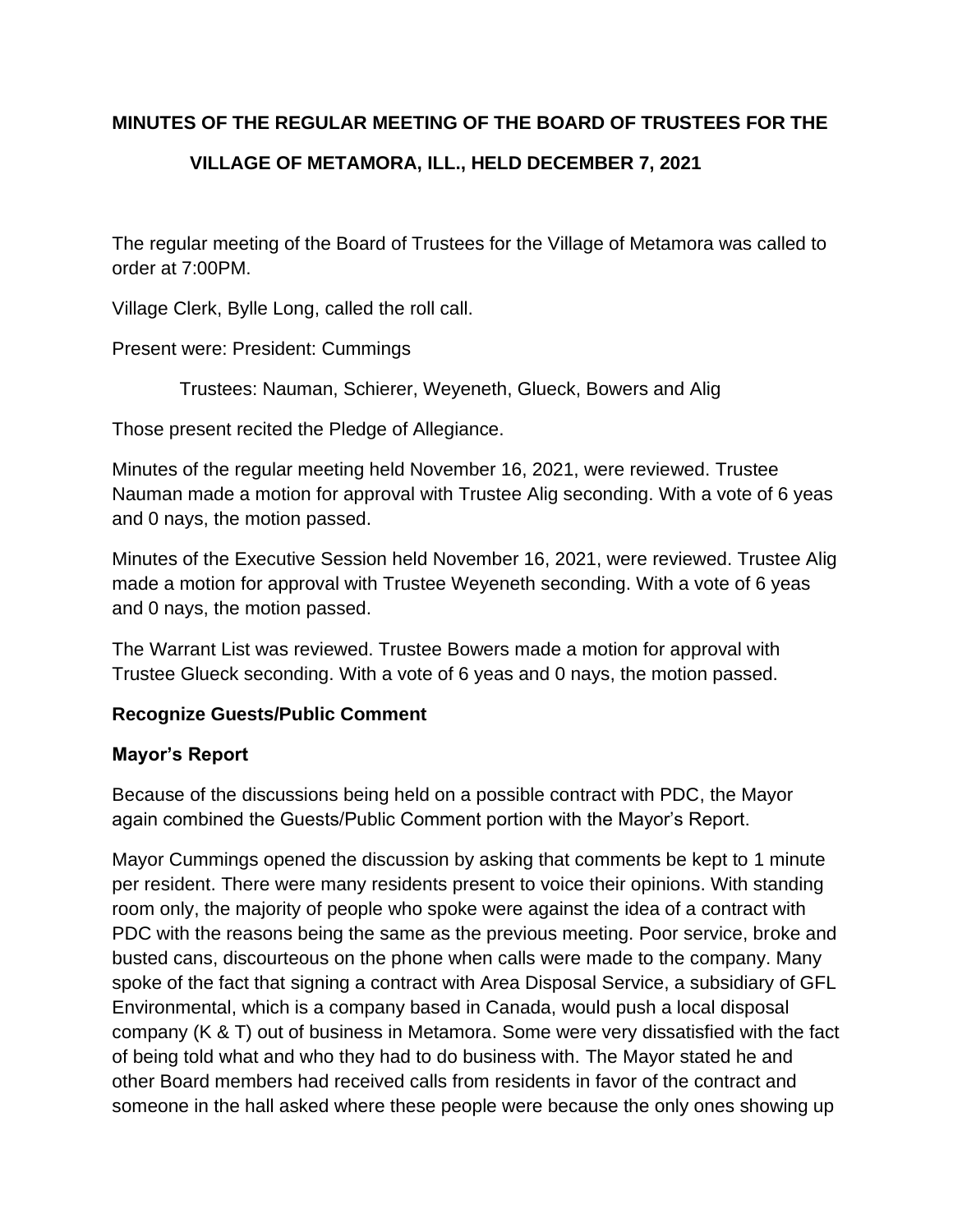**MINUTES OF THE REGULAR MEETING OF THE BOARD OF TRUSTEES FOR THE VILLAGE OF METAMORA, ILL., HELD DECEMBER 7, 2021**

The regular meeting of the Board of Trustees for the Village of Metamora was called to order at 7:00PM.

Village Clerk, Bylle Long, called the roll call.

Present were: President: Cummings

Trustees: Nauman, Schierer, Weyeneth, Glueck, Bowers and Alig

Those present recited the Pledge of Allegiance.

Minutes of the regular meeting held November 16, 2021, were reviewed. Trustee Nauman made a motion for approval with Trustee Alig seconding. With a vote of 6 yeas and 0 nays, the motion passed.

Minutes of the Executive Session held November 16, 2021, were reviewed. Trustee Alig made a motion for approval with Trustee Weyeneth seconding. With a vote of 6 yeas and 0 nays, the motion passed.

The Warrant List was reviewed. Trustee Bowers made a motion for approval with Trustee Glueck seconding. With a vote of 6 yeas and 0 nays, the motion passed.

**Recognize Guests/Public Comment**

**Mayor's Report**

Because of the discussions being held on a possible contract with PDC, the Mayor again combined the Guests/Public Comment portion with the Mayor's Report.

Mayor Cummings opened the discussion by asking that comments be kept to 1 minute per resident. There were many residents present to voice their opinions. With standing room only, the majority of people who spoke were against the idea of a contract with PDC with the reasons being the same as the previous meeting. Poor service, broke and busted cans, discourteous on the phone when calls were made to the company. Many spoke of the fact that signing a contract with Area Disposal Service, a subsidiary of GFL Environmental, which is a company based in Canada, would push a local disposal company (K & T) out of business in Metamora. Some were very dissatisfied with the fact of being told what and who they had to do business with. The Mayor stated he and other Board members had received calls from residents in favor of the contract and someone in the hall asked where these people were because the only ones showing up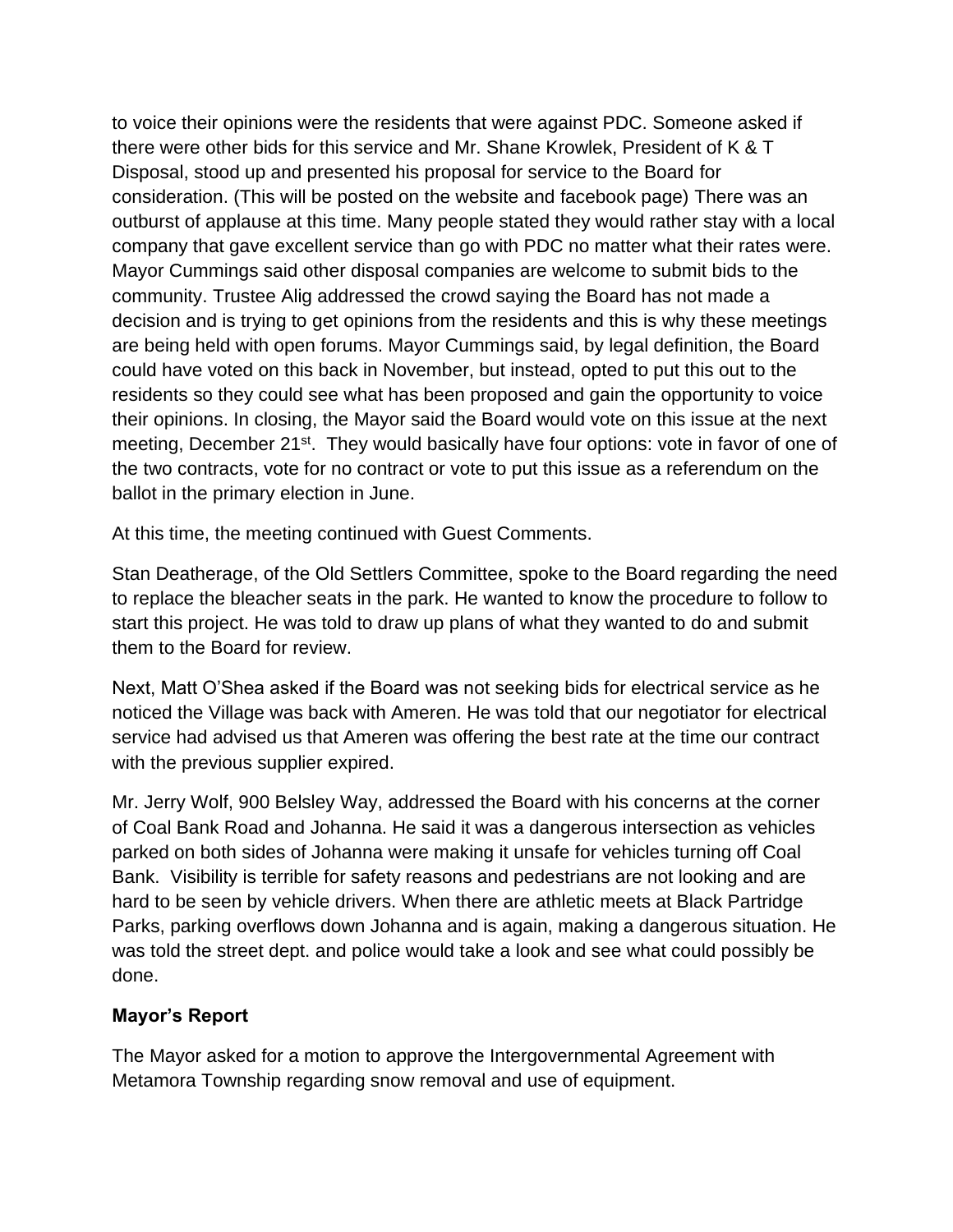to voice their opinions were the residents that were against PDC. Someone asked if there were other bids for this service and Mr. Shane Krowlek, President of K & T Disposal, stood up and presented his proposal for service to the Board for consideration. (This will be posted on the website and facebook page) There was an outburst of applause at this time. Many people stated they would rather stay with a local company that gave excellent service than go with PDC no matter what their rates were. Mayor Cummings said other disposal companies are welcome to submit bids to the community. Trustee Alig addressed the crowd saying the Board has not made a decision and is trying to get opinions from the residents and this is why these meetings are being held with open forums. Mayor Cummings said, by legal definition, the Board could have voted on this back in November, but instead, opted to put this out to the residents so they could see what has been proposed and gain the opportunity to voice their opinions. In closing, the Mayor said the Board would vote on this issue at the next meeting, December 21st. They would basically have four options: vote in favor of one of the two contracts, vote for no contract or vote to put this issue as a referendum on the ballot in the primary election in June.

At this time, the meeting continued with Guest Comments.

Stan Deatherage, of the Old Settlers Committee, spoke to the Board regarding the need to replace the bleacher seats in the park. He wanted to know the procedure to follow to start this project. He was told to draw up plans of what they wanted to do and submit them to the Board for review.

Next, Matt O'Shea asked if the Board was not seeking bids for electrical service as he noticed the Village was back with Ameren. He was told that our negotiator for electrical service had advised us that Ameren was offering the best rate at the time our contract with the previous supplier expired.

Mr. Jerry Wolf, 900 Belsley Way, addressed the Board with his concerns at the corner of Coal Bank Road and Johanna. He said it was a dangerous intersection as vehicles parked on both sides of Johanna were making it unsafe for vehicles turning off Coal Bank. Visibility is terrible for safety reasons and pedestrians are not looking and are hard to be seen by vehicle drivers. When there are athletic meets at Black Partridge Parks, parking overflows down Johanna and is again, making a dangerous situation. He was told the street dept. and police would take a look and see what could possibly be done.

**Mayor's Report**

The Mayor asked for a motion to approve the Intergovernmental Agreement with Metamora Township regarding snow removal and use of equipment.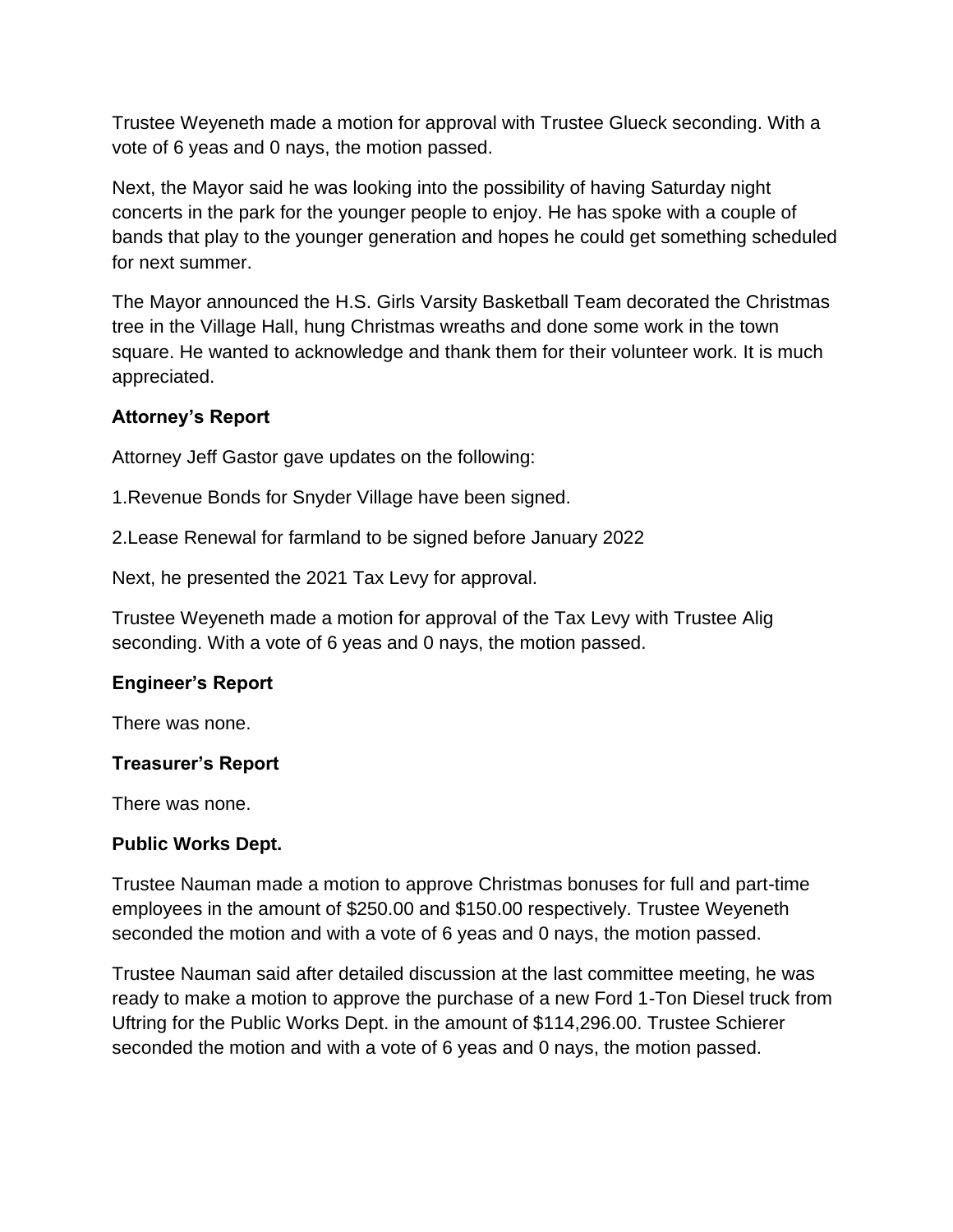Trustee Weyeneth made a motion for approval with Trustee Glueck seconding. With a vote of 6 yeas and 0 nays, the motion passed.

Next, the Mayor said he was looking into the possibility of having Saturday night concerts in the park for the younger people to enjoy. He has spoke with a couple of bands that play to the younger generation and hopes he could get something scheduled for next summer.

The Mayor announced the H.S. Girls Varsity Basketball Team decorated the Christmas tree in the Village Hall, hung Christmas wreaths and done some work in the town square. He wanted to acknowledge and thank them for their volunteer work. It is much appreciated.

**Attorney's Report**

Attorney Jeff Gastor gave updates on the following:

1.Revenue Bonds for Snyder Village have been signed.

2.Lease Renewal for farmland to be signed before January 2022

Next, he presented the 2021 Tax Levy for approval.

Trustee Weyeneth made a motion for approval of the Tax Levy with Trustee Alig seconding. With a vote of 6 yeas and 0 nays, the motion passed.

**Engineer's Report**

There was none.

**Treasurer's Report**

There was none.

**Public Works Dept.**

Trustee Nauman made a motion to approve Christmas bonuses for full and part-time employees in the amount of $250.00 and $150.00 respectively. Trustee Weyeneth seconded the motion and with a vote of 6 yeas and 0 nays, the motion passed.

Trustee Nauman said after detailed discussion at the last committee meeting, he was ready to make a motion to approve the purchase of a new Ford 1-Ton Diesel truck from Uftring for the Public Works Dept. in the amount of $114,296.00. Trustee Schierer seconded the motion and with a vote of 6 yeas and 0 nays, the motion passed.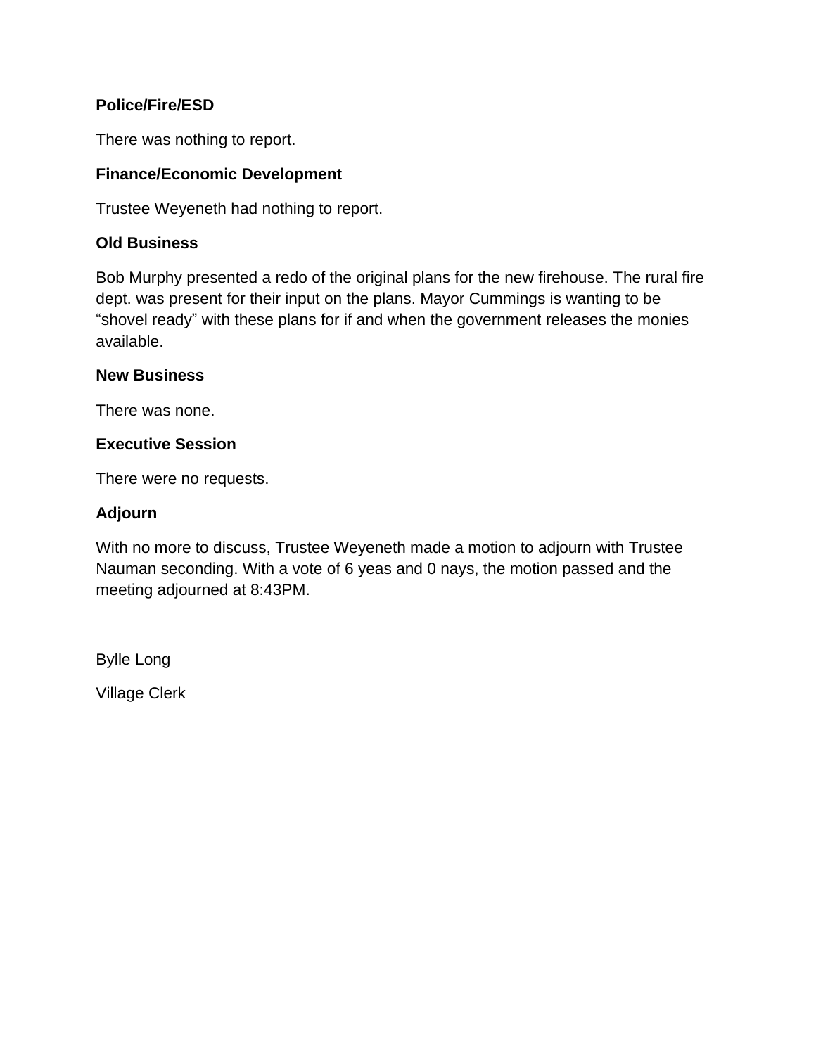**Police/Fire/ESD**

There was nothing to report.

**Finance/Economic Development**

Trustee Weyeneth had nothing to report.

**Old Business**

Bob Murphy presented a redo of the original plans for the new firehouse. The rural fire dept. was present for their input on the plans. Mayor Cummings is wanting to be "shovel ready" with these plans for if and when the government releases the monies available.

**New Business**

There was none.

**Executive Session**

There were no requests.

**Adjourn**

With no more to discuss, Trustee Weyeneth made a motion to adjourn with Trustee Nauman seconding. With a vote of 6 yeas and 0 nays, the motion passed and the meeting adjourned at 8:43PM.

Bylle Long

Village Clerk